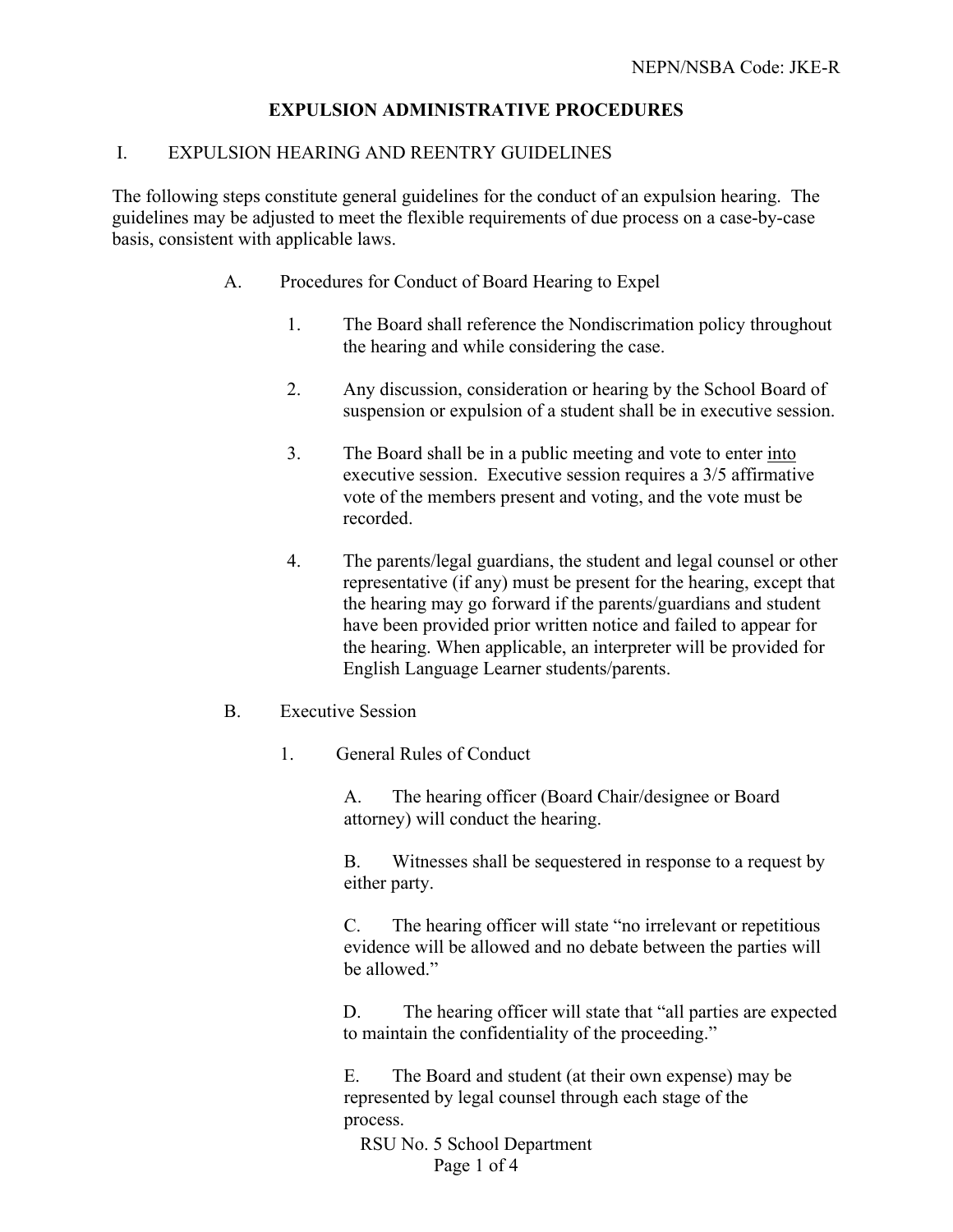NEPN/NSBA Code: JKE-R

# EXPULSION ADMINISTRATIVE PROCEDURES

## I. EXPULSION HEARING AND REENTRY GUIDELINES

The following steps constitute general guidelines for the conduct of an expulsion hearing. The guidelines may be adjusted to meet the flexible requirements of due process on a case-by-case basis, consistent with applicable laws.

### A. Procedures for Conduct of Board Hearing to Expel

1. The Board shall reference the Nondiscrimination policy throughout the hearing and while considering the case.

2. Any discussion, consideration or hearing by the School Board of suspension or expulsion of a student shall be in executive session.

3. The Board shall be in a public meeting and vote to enter <u>into</u> executive session. Executive session requires a 3/5 affirmative vote of the members present and voting, and the vote must be recorded.

4. The parents/legal guardians, the student and legal counsel or other representative (if any) must be present for the hearing, except that the hearing may go forward if the parents/guardians and student have been provided prior written notice and failed to appear for the hearing. When applicable, an interpreter will be provided for English Language Learner students/parents.

### B. Executive Session

1. General Rules of Conduct

   A. The hearing officer (Board Chair/designee or Board attorney) will conduct the hearing.

   B. Witnesses shall be sequestered in response to a request by either party.

   C. The hearing officer will state "no irrelevant or repetitious evidence will be allowed and no debate between the parties will be allowed."

   D. The hearing officer will state that "all parties are expected to maintain the confidentiality of the proceeding."

   E. The Board and student (at their own expense) may be represented by legal counsel through each stage of the process.

RSU No. 5 School Department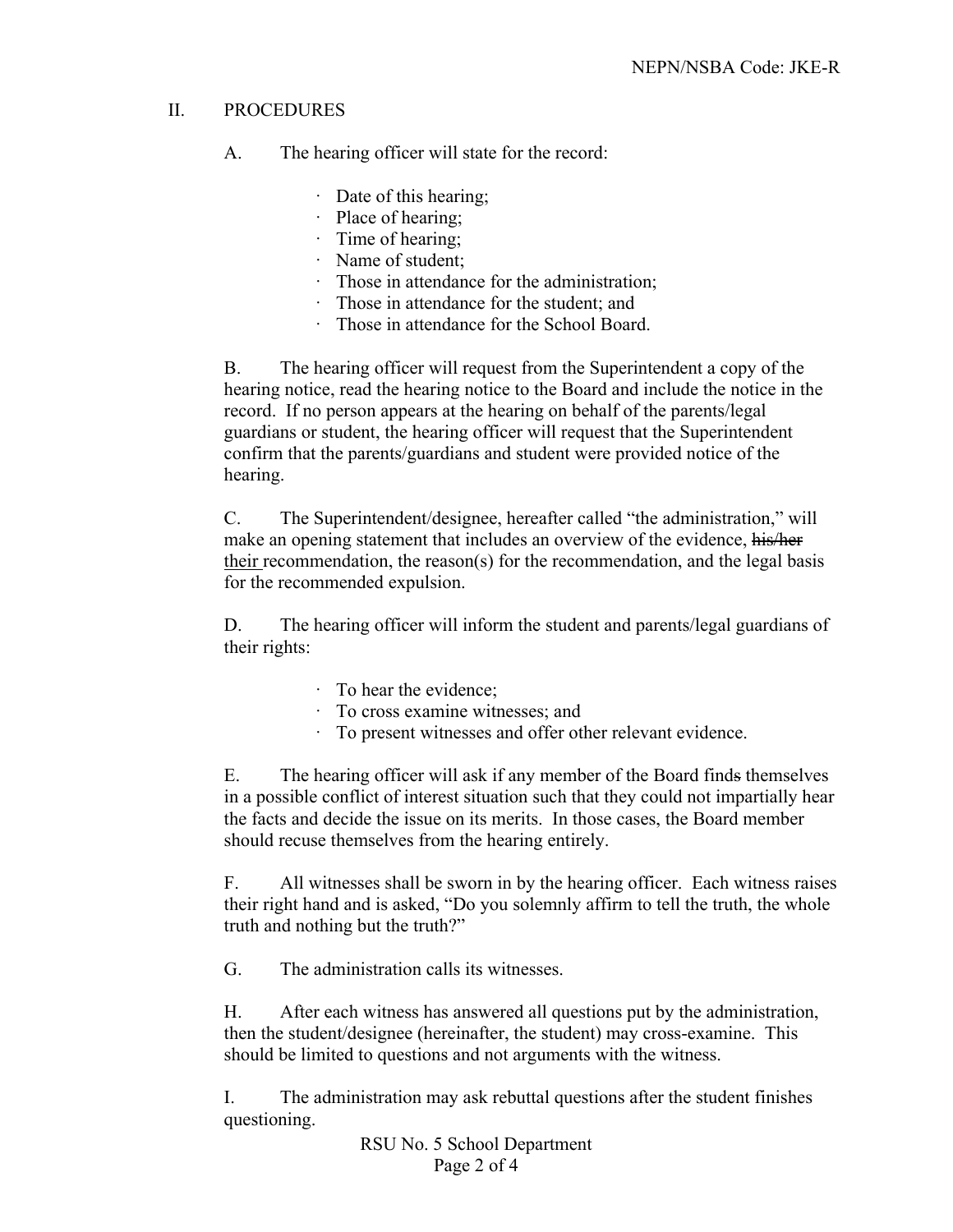## II. PROCEDURES

A. The hearing officer will state for the record:

- Date of this hearing;
- Place of hearing;
- Time of hearing;
- Name of student;
- Those in attendance for the administration;
- Those in attendance for the student; and
- Those in attendance for the School Board.

B. The hearing officer will request from the Superintendent a copy of the hearing notice, read the hearing notice to the Board and include the notice in the record. If no person appears at the hearing on behalf of the parents/legal guardians or student, the hearing officer will request that the Superintendent confirm that the parents/guardians and student were provided notice of the hearing.

C. The Superintendent/designee, hereafter called "the administration," will make an opening statement that includes an overview of the evidence, ~~his/her~~ their recommendation, the reason(s) for the recommendation, and the legal basis for the recommended expulsion.

D. The hearing officer will inform the student and parents/legal guardians of their rights:

- To hear the evidence;
- To cross examine witnesses; and
- To present witnesses and offer other relevant evidence.

E. The hearing officer will ask if any member of the Board find~~s~~ themselves in a possible conflict of interest situation such that they could not impartially hear the facts and decide the issue on its merits. In those cases, the Board member should recuse themselves from the hearing entirely.

F. All witnesses shall be sworn in by the hearing officer. Each witness raises their right hand and is asked, "Do you solemnly affirm to tell the truth, the whole truth and nothing but the truth?"

G. The administration calls its witnesses.

H. After each witness has answered all questions put by the administration, then the student/designee (hereinafter, the student) may cross-examine. This should be limited to questions and not arguments with the witness.

I. The administration may ask rebuttal questions after the student finishes questioning.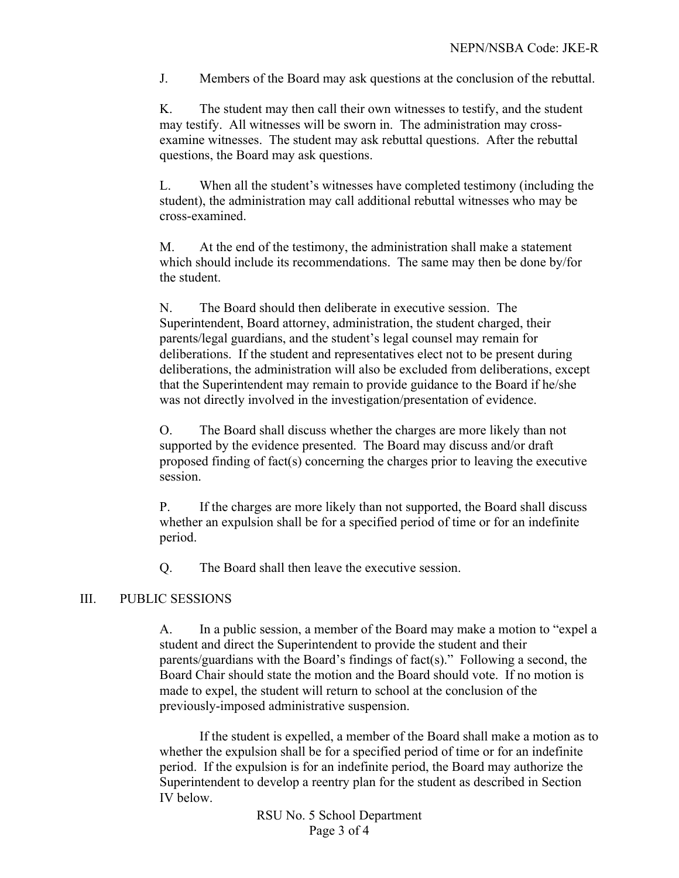J. Members of the Board may ask questions at the conclusion of the rebuttal.

K. The student may then call their own witnesses to testify, and the student may testify. All witnesses will be sworn in. The administration may cross-examine witnesses. The student may ask rebuttal questions. After the rebuttal questions, the Board may ask questions.

L. When all the student's witnesses have completed testimony (including the student), the administration may call additional rebuttal witnesses who may be cross-examined.

M. At the end of the testimony, the administration shall make a statement which should include its recommendations. The same may then be done by/for the student.

N. The Board should then deliberate in executive session. The Superintendent, Board attorney, administration, the student charged, their parents/legal guardians, and the student's legal counsel may remain for deliberations. If the student and representatives elect not to be present during deliberations, the administration will also be excluded from deliberations, except that the Superintendent may remain to provide guidance to the Board if he/she was not directly involved in the investigation/presentation of evidence.

O. The Board shall discuss whether the charges are more likely than not supported by the evidence presented. The Board may discuss and/or draft proposed finding of fact(s) concerning the charges prior to leaving the executive session.

P. If the charges are more likely than not supported, the Board shall discuss whether an expulsion shall be for a specified period of time or for an indefinite period.

Q. The Board shall then leave the executive session.

## III. PUBLIC SESSIONS

A. In a public session, a member of the Board may make a motion to "expel a student and direct the Superintendent to provide the student and their parents/guardians with the Board's findings of fact(s)." Following a second, the Board Chair should state the motion and the Board should vote. If no motion is made to expel, the student will return to school at the conclusion of the previously-imposed administrative suspension.

If the student is expelled, a member of the Board shall make a motion as to whether the expulsion shall be for a specified period of time or for an indefinite period. If the expulsion is for an indefinite period, the Board may authorize the Superintendent to develop a reentry plan for the student as described in Section IV below.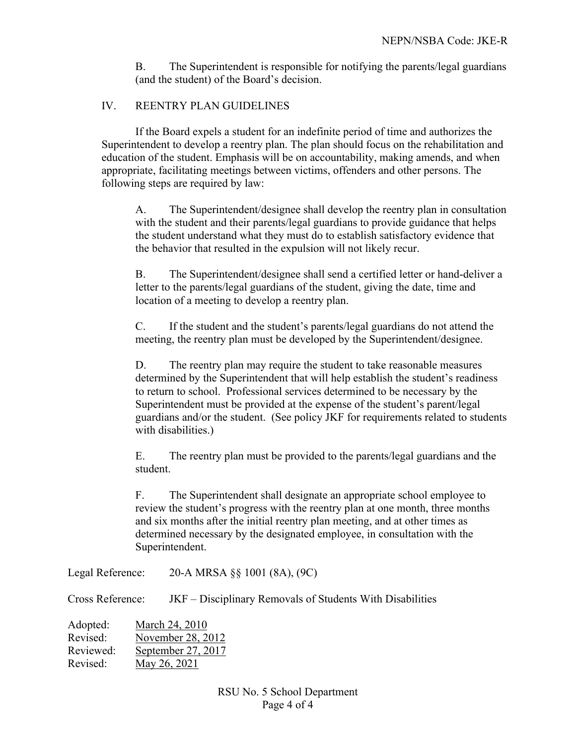B. The Superintendent is responsible for notifying the parents/legal guardians (and the student) of the Board's decision.

## IV. REENTRY PLAN GUIDELINES

If the Board expels a student for an indefinite period of time and authorizes the Superintendent to develop a reentry plan. The plan should focus on the rehabilitation and education of the student. Emphasis will be on accountability, making amends, and when appropriate, facilitating meetings between victims, offenders and other persons. The following steps are required by law:

A. The Superintendent/designee shall develop the reentry plan in consultation with the student and their parents/legal guardians to provide guidance that helps the student understand what they must do to establish satisfactory evidence that the behavior that resulted in the expulsion will not likely recur.

B. The Superintendent/designee shall send a certified letter or hand-deliver a letter to the parents/legal guardians of the student, giving the date, time and location of a meeting to develop a reentry plan.

C. If the student and the student's parents/legal guardians do not attend the meeting, the reentry plan must be developed by the Superintendent/designee.

D. The reentry plan may require the student to take reasonable measures determined by the Superintendent that will help establish the student's readiness to return to school. Professional services determined to be necessary by the Superintendent must be provided at the expense of the student's parent/legal guardians and/or the student. (See policy JKF for requirements related to students with disabilities.)

E. The reentry plan must be provided to the parents/legal guardians and the student.

F. The Superintendent shall designate an appropriate school employee to review the student's progress with the reentry plan at one month, three months and six months after the initial reentry plan meeting, and at other times as determined necessary by the designated employee, in consultation with the Superintendent.

Legal Reference: 20-A MRSA §§ 1001 (8A), (9C)

Cross Reference: JKF – Disciplinary Removals of Students With Disabilities

Adopted: March 24, 2010
Revised: November 28, 2012
Reviewed: September 27, 2017
Revised: May 26, 2021